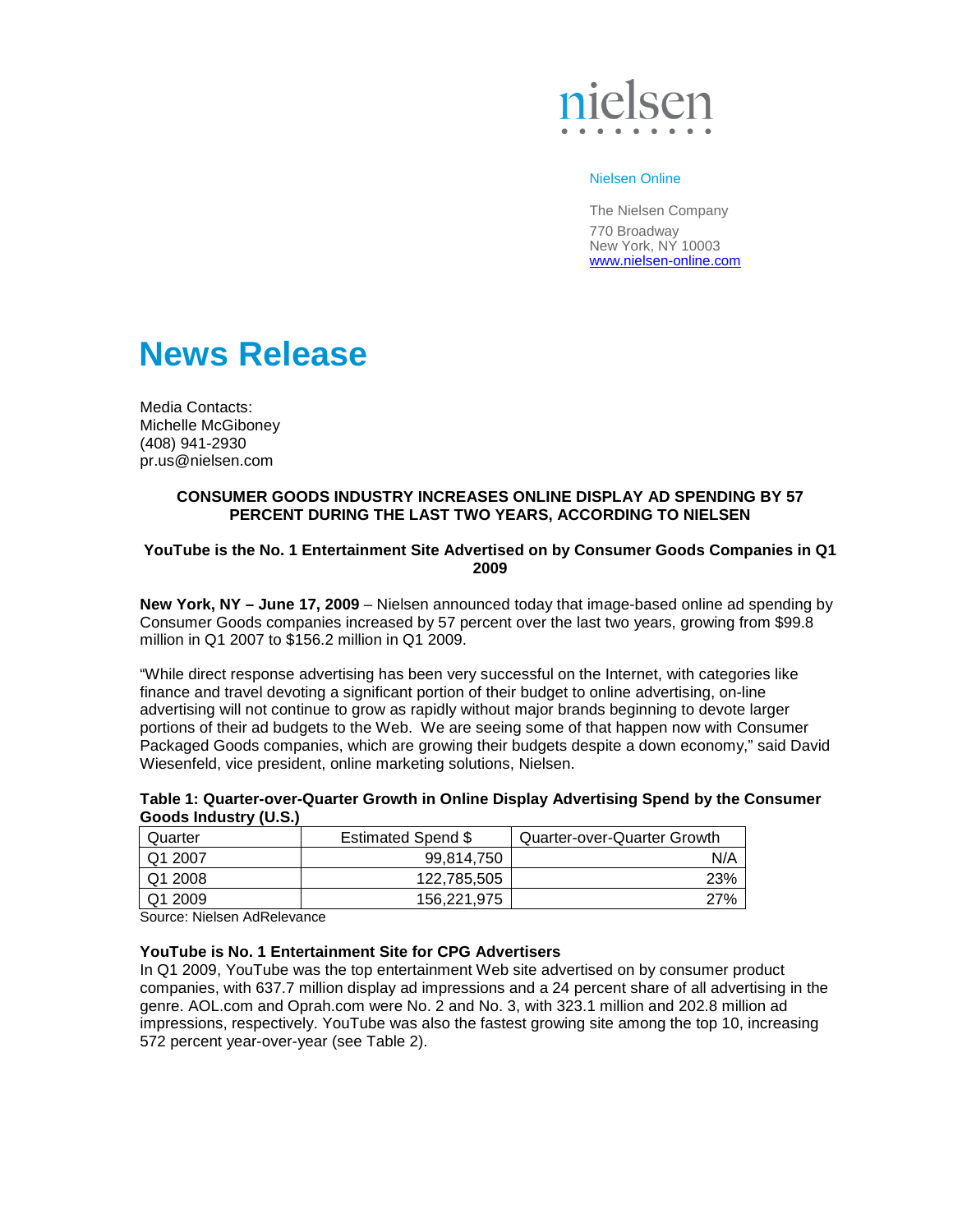nielsen

Nielsen Online

The Nielsen Company
770 Broadway
New York, NY 10003
www.nielsen-online.com

# News Release

Media Contacts:
Michelle McGiboney
(408) 941-2930
pr.us@nielsen.com

**CONSUMER GOODS INDUSTRY INCREASES ONLINE DISPLAY AD SPENDING BY 57 PERCENT DURING THE LAST TWO YEARS, ACCORDING TO NIELSEN**

**YouTube is the No. 1 Entertainment Site Advertised on by Consumer Goods Companies in Q1 2009**

**New York, NY – June 17, 2009** – Nielsen announced today that image-based online ad spending by Consumer Goods companies increased by 57 percent over the last two years, growing from $99.8 million in Q1 2007 to $156.2 million in Q1 2009.

"While direct response advertising has been very successful on the Internet, with categories like finance and travel devoting a significant portion of their budget to online advertising, on-line advertising will not continue to grow as rapidly without major brands beginning to devote larger portions of their ad budgets to the Web. We are seeing some of that happen now with Consumer Packaged Goods companies, which are growing their budgets despite a down economy," said David Wiesenfeld, vice president, online marketing solutions, Nielsen.

**Table 1: Quarter-over-Quarter Growth in Online Display Advertising Spend by the Consumer Goods Industry (U.S.)**

| Quarter | Estimated Spend $ | Quarter-over-Quarter Growth |
|---|---|---|
| Q1 2007 | 99,814,750 | N/A |
| Q1 2008 | 122,785,505 | 23% |
| Q1 2009 | 156,221,975 | 27% |

Source: Nielsen AdRelevance

**YouTube is No. 1 Entertainment Site for CPG Advertisers**

In Q1 2009, YouTube was the top entertainment Web site advertised on by consumer product companies, with 637.7 million display ad impressions and a 24 percent share of all advertising in the genre. AOL.com and Oprah.com were No. 2 and No. 3, with 323.1 million and 202.8 million ad impressions, respectively. YouTube was also the fastest growing site among the top 10, increasing 572 percent year-over-year (see Table 2).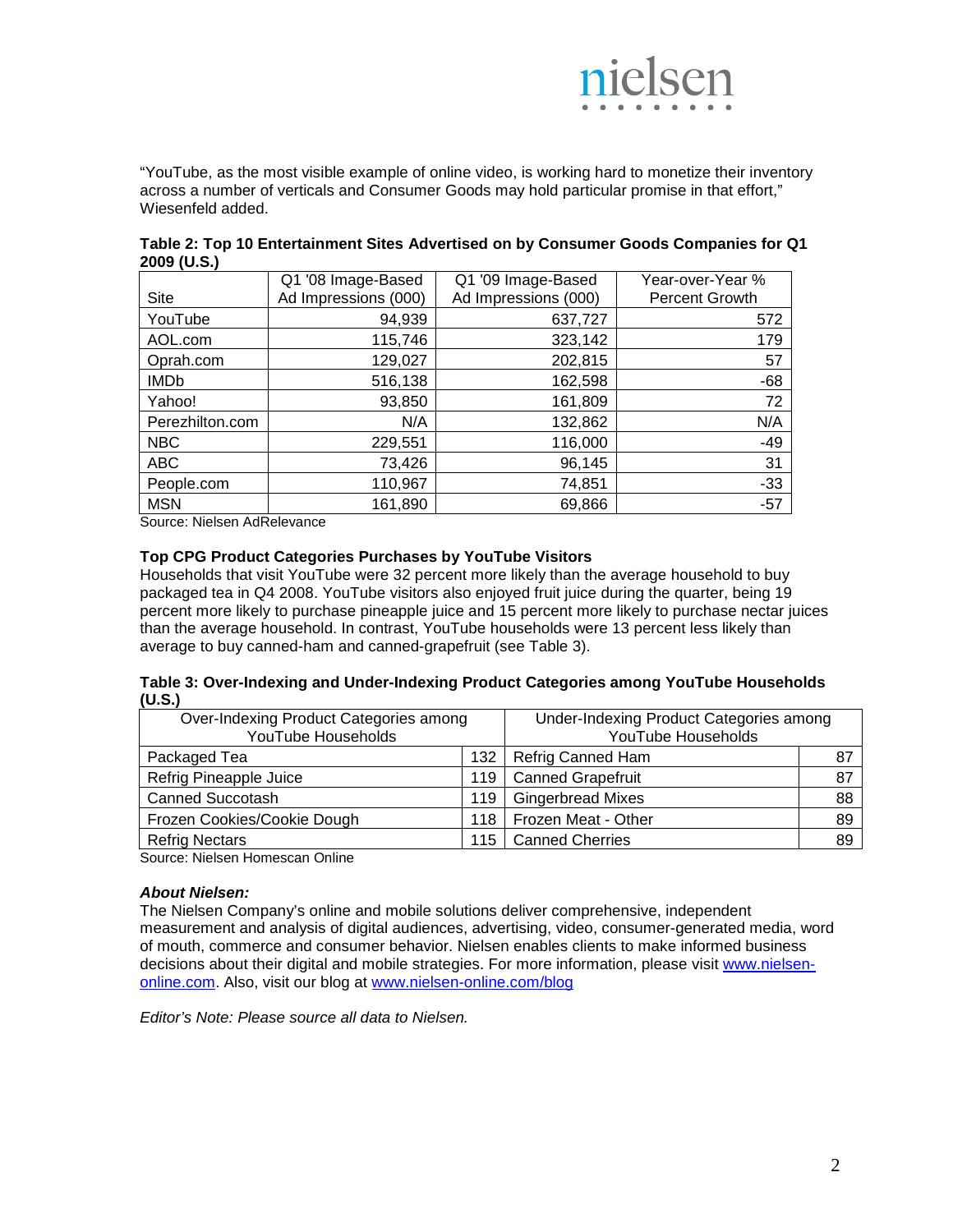"YouTube, as the most visible example of online video, is working hard to monetize their inventory across a number of verticals and Consumer Goods may hold particular promise in that effort," Wiesenfeld added.

**Table 2: Top 10 Entertainment Sites Advertised on by Consumer Goods Companies for Q1 2009 (U.S.)**

| Site | Q1 '08 Image-Based Ad Impressions (000) | Q1 '09 Image-Based Ad Impressions (000) | Year-over-Year % Percent Growth |
|---|---|---|---|
| YouTube | 94,939 | 637,727 | 572 |
| AOL.com | 115,746 | 323,142 | 179 |
| Oprah.com | 129,027 | 202,815 | 57 |
| IMDb | 516,138 | 162,598 | -68 |
| Yahoo! | 93,850 | 161,809 | 72 |
| Perezhilton.com | N/A | 132,862 | N/A |
| NBC | 229,551 | 116,000 | -49 |
| ABC | 73,426 | 96,145 | 31 |
| People.com | 110,967 | 74,851 | -33 |
| MSN | 161,890 | 69,866 | -57 |

Source: Nielsen AdRelevance

**Top CPG Product Categories Purchases by YouTube Visitors**

Households that visit YouTube were 32 percent more likely than the average household to buy packaged tea in Q4 2008. YouTube visitors also enjoyed fruit juice during the quarter, being 19 percent more likely to purchase pineapple juice and 15 percent more likely to purchase nectar juices than the average household. In contrast, YouTube households were 13 percent less likely than average to buy canned-ham and canned-grapefruit (see Table 3).

**Table 3: Over-Indexing and Under-Indexing Product Categories among YouTube Households (U.S.)**

| Over-Indexing Product Categories among YouTube Households | | Under-Indexing Product Categories among YouTube Households | |
|---|---|---|---|
| Packaged Tea | 132 | Refrig Canned Ham | 87 |
| Refrig Pineapple Juice | 119 | Canned Grapefruit | 87 |
| Canned Succotash | 119 | Gingerbread Mixes | 88 |
| Frozen Cookies/Cookie Dough | 118 | Frozen Meat - Other | 89 |
| Refrig Nectars | 115 | Canned Cherries | 89 |

Source: Nielsen Homescan Online

***About Nielsen:***

The Nielsen Company's online and mobile solutions deliver comprehensive, independent measurement and analysis of digital audiences, advertising, video, consumer-generated media, word of mouth, commerce and consumer behavior. Nielsen enables clients to make informed business decisions about their digital and mobile strategies. For more information, please visit www.nielsen-online.com. Also, visit our blog at www.nielsen-online.com/blog

*Editor's Note: Please source all data to Nielsen.*